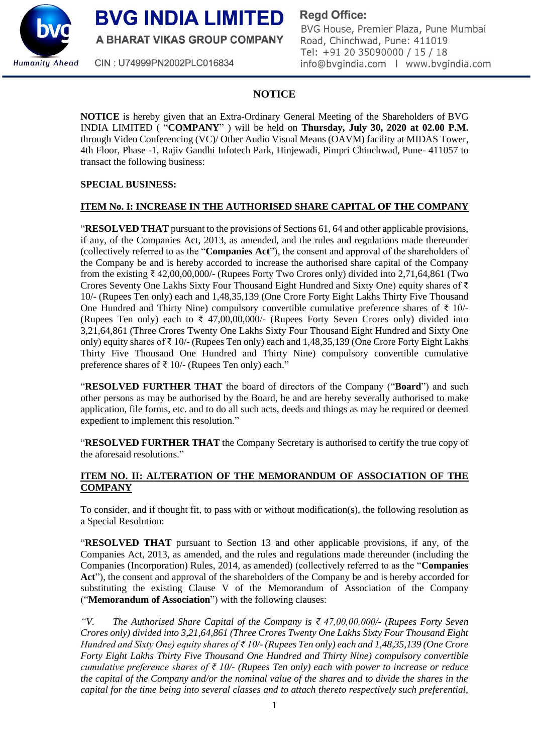**BVG INDIA LIMITED**

A BHARAT VIKAS GROUP COMPANY

CIN : U74999PN2002PLC016834

Humanity Ahead

**Regd Office:**
BVG House, Premier Plaza, Pune Mumbai Road, Chinchwad, Pune: 411019
Tel: +91 20 35090000 / 15 / 18
info@bvgindia.com | www.bvgindia.com

# NOTICE

**NOTICE** is hereby given that an Extra-Ordinary General Meeting of the Shareholders of BVG INDIA LIMITED ( "**COMPANY**" ) will be held on **Thursday, July 30, 2020 at 02.00 P.M.** through Video Conferencing (VC)/ Other Audio Visual Means (OAVM) facility at MIDAS Tower, 4th Floor, Phase -1, Rajiv Gandhi Infotech Park, Hinjewadi, Pimpri Chinchwad, Pune- 411057 to transact the following business:

**SPECIAL BUSINESS:**

## ITEM No. I: INCREASE IN THE AUTHORISED SHARE CAPITAL OF THE COMPANY

"**RESOLVED THAT** pursuant to the provisions of Sections 61, 64 and other applicable provisions, if any, of the Companies Act, 2013, as amended, and the rules and regulations made thereunder (collectively referred to as the "**Companies Act**"), the consent and approval of the shareholders of the Company be and is hereby accorded to increase the authorised share capital of the Company from the existing ₹ 42,00,00,000/- (Rupees Forty Two Crores only) divided into 2,71,64,861 (Two Crores Seventy One Lakhs Sixty Four Thousand Eight Hundred and Sixty One) equity shares of ₹ 10/- (Rupees Ten only) each and 1,48,35,139 (One Crore Forty Eight Lakhs Thirty Five Thousand One Hundred and Thirty Nine) compulsory convertible cumulative preference shares of ₹ 10/- (Rupees Ten only) each to ₹ 47,00,00,000/- (Rupees Forty Seven Crores only) divided into 3,21,64,861 (Three Crores Twenty One Lakhs Sixty Four Thousand Eight Hundred and Sixty One only) equity shares of ₹ 10/- (Rupees Ten only) each and 1,48,35,139 (One Crore Forty Eight Lakhs Thirty Five Thousand One Hundred and Thirty Nine) compulsory convertible cumulative preference shares of ₹ 10/- (Rupees Ten only) each."

"**RESOLVED FURTHER THAT** the board of directors of the Company ("**Board**") and such other persons as may be authorised by the Board, be and are hereby severally authorised to make application, file forms, etc. and to do all such acts, deeds and things as may be required or deemed expedient to implement this resolution."

"**RESOLVED FURTHER THAT** the Company Secretary is authorised to certify the true copy of the aforesaid resolutions."

## ITEM NO. II: ALTERATION OF THE MEMORANDUM OF ASSOCIATION OF THE COMPANY

To consider, and if thought fit, to pass with or without modification(s), the following resolution as a Special Resolution:

"**RESOLVED THAT** pursuant to Section 13 and other applicable provisions, if any, of the Companies Act, 2013, as amended, and the rules and regulations made thereunder (including the Companies (Incorporation) Rules, 2014, as amended) (collectively referred to as the "**Companies Act**"), the consent and approval of the shareholders of the Company be and is hereby accorded for substituting the existing Clause V of the Memorandum of Association of the Company ("**Memorandum of Association**") with the following clauses:

*"V. The Authorised Share Capital of the Company is ₹ 47,00,00,000/- (Rupees Forty Seven Crores only) divided into 3,21,64,861 (Three Crores Twenty One Lakhs Sixty Four Thousand Eight Hundred and Sixty One) equity shares of ₹ 10/- (Rupees Ten only) each and 1,48,35,139 (One Crore Forty Eight Lakhs Thirty Five Thousand One Hundred and Thirty Nine) compulsory convertible cumulative preference shares of ₹ 10/- (Rupees Ten only) each with power to increase or reduce the capital of the Company and/or the nominal value of the shares and to divide the shares in the capital for the time being into several classes and to attach thereto respectively such preferential,*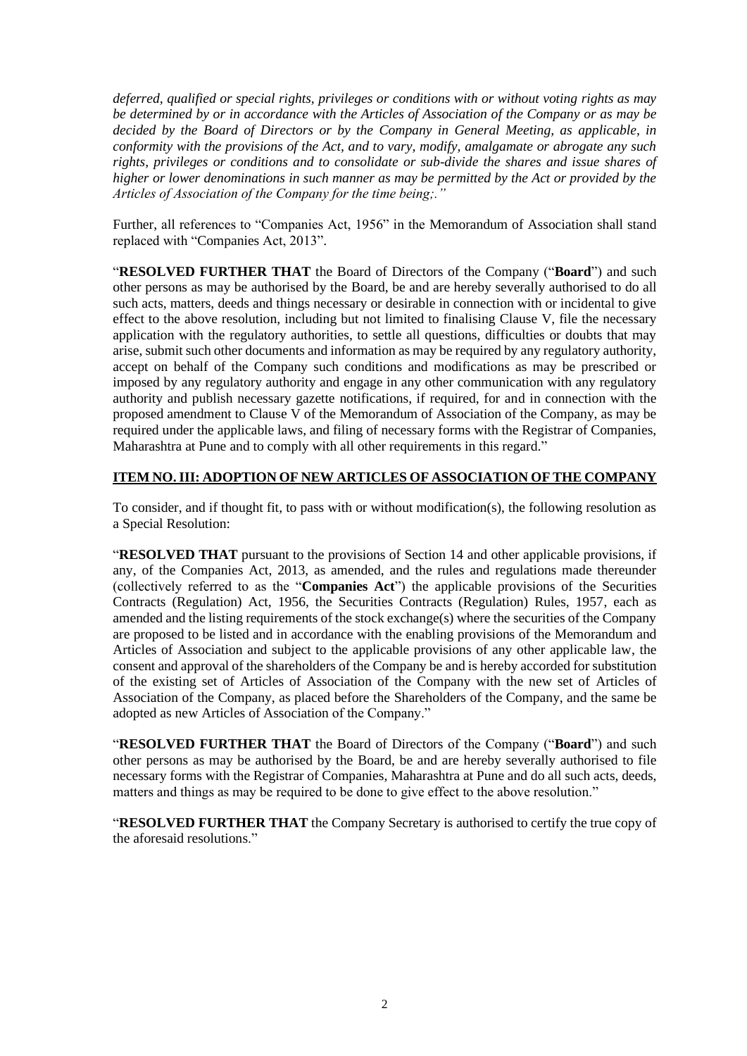*deferred, qualified or special rights, privileges or conditions with or without voting rights as may be determined by or in accordance with the Articles of Association of the Company or as may be decided by the Board of Directors or by the Company in General Meeting, as applicable, in conformity with the provisions of the Act, and to vary, modify, amalgamate or abrogate any such rights, privileges or conditions and to consolidate or sub-divide the shares and issue shares of higher or lower denominations in such manner as may be permitted by the Act or provided by the Articles of Association of the Company for the time being;."*

Further, all references to "Companies Act, 1956" in the Memorandum of Association shall stand replaced with "Companies Act, 2013".

"**RESOLVED FURTHER THAT** the Board of Directors of the Company ("**Board**") and such other persons as may be authorised by the Board, be and are hereby severally authorised to do all such acts, matters, deeds and things necessary or desirable in connection with or incidental to give effect to the above resolution, including but not limited to finalising Clause V, file the necessary application with the regulatory authorities, to settle all questions, difficulties or doubts that may arise, submit such other documents and information as may be required by any regulatory authority, accept on behalf of the Company such conditions and modifications as may be prescribed or imposed by any regulatory authority and engage in any other communication with any regulatory authority and publish necessary gazette notifications, if required, for and in connection with the proposed amendment to Clause V of the Memorandum of Association of the Company, as may be required under the applicable laws, and filing of necessary forms with the Registrar of Companies, Maharashtra at Pune and to comply with all other requirements in this regard."

## ITEM NO. III: ADOPTION OF NEW ARTICLES OF ASSOCIATION OF THE COMPANY

To consider, and if thought fit, to pass with or without modification(s), the following resolution as a Special Resolution:

"**RESOLVED THAT** pursuant to the provisions of Section 14 and other applicable provisions, if any, of the Companies Act, 2013, as amended, and the rules and regulations made thereunder (collectively referred to as the "**Companies Act**") the applicable provisions of the Securities Contracts (Regulation) Act, 1956, the Securities Contracts (Regulation) Rules, 1957, each as amended and the listing requirements of the stock exchange(s) where the securities of the Company are proposed to be listed and in accordance with the enabling provisions of the Memorandum and Articles of Association and subject to the applicable provisions of any other applicable law, the consent and approval of the shareholders of the Company be and is hereby accorded for substitution of the existing set of Articles of Association of the Company with the new set of Articles of Association of the Company, as placed before the Shareholders of the Company, and the same be adopted as new Articles of Association of the Company."

"**RESOLVED FURTHER THAT** the Board of Directors of the Company ("**Board**") and such other persons as may be authorised by the Board, be and are hereby severally authorised to file necessary forms with the Registrar of Companies, Maharashtra at Pune and do all such acts, deeds, matters and things as may be required to be done to give effect to the above resolution."

"**RESOLVED FURTHER THAT** the Company Secretary is authorised to certify the true copy of the aforesaid resolutions."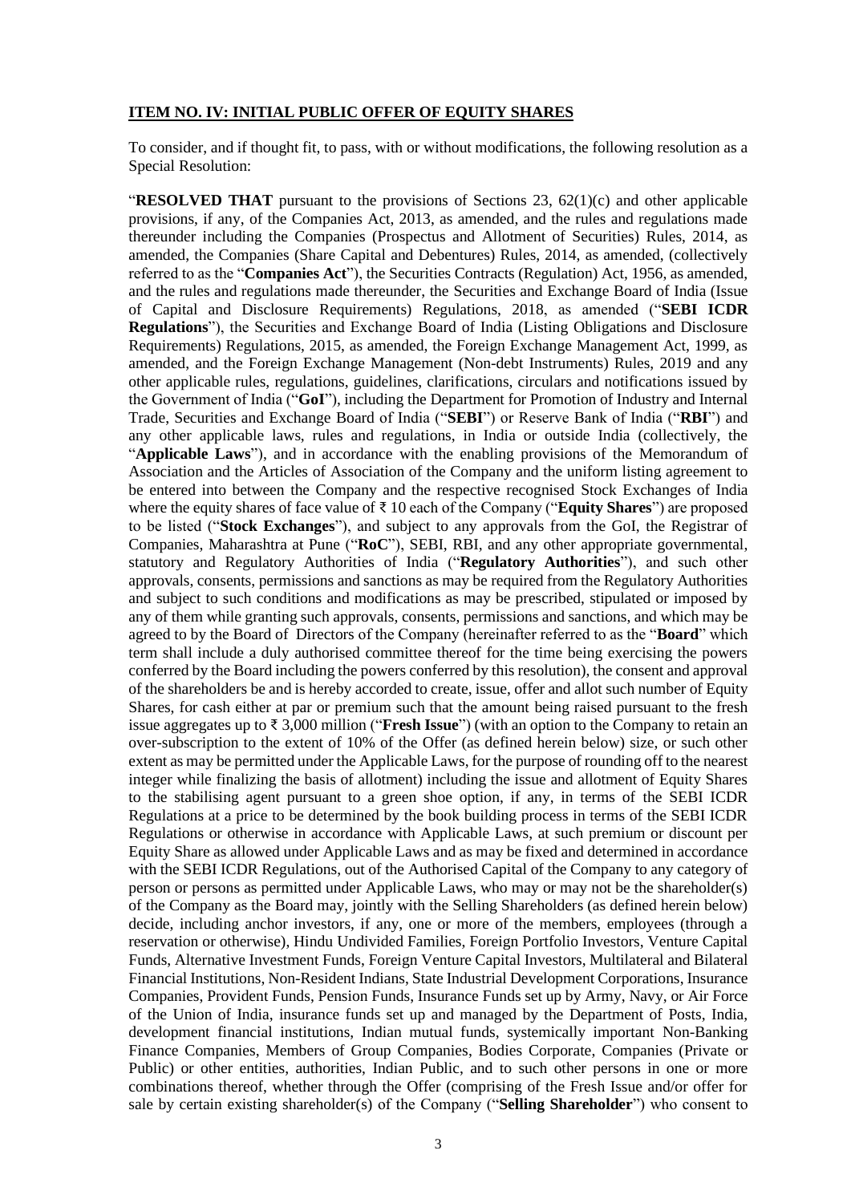## ITEM NO. IV: INITIAL PUBLIC OFFER OF EQUITY SHARES

To consider, and if thought fit, to pass, with or without modifications, the following resolution as a Special Resolution:

"**RESOLVED THAT** pursuant to the provisions of Sections 23, 62(1)(c) and other applicable provisions, if any, of the Companies Act, 2013, as amended, and the rules and regulations made thereunder including the Companies (Prospectus and Allotment of Securities) Rules, 2014, as amended, the Companies (Share Capital and Debentures) Rules, 2014, as amended, (collectively referred to as the "**Companies Act**"), the Securities Contracts (Regulation) Act, 1956, as amended, and the rules and regulations made thereunder, the Securities and Exchange Board of India (Issue of Capital and Disclosure Requirements) Regulations, 2018, as amended ("**SEBI ICDR Regulations**"), the Securities and Exchange Board of India (Listing Obligations and Disclosure Requirements) Regulations, 2015, as amended, the Foreign Exchange Management Act, 1999, as amended, and the Foreign Exchange Management (Non-debt Instruments) Rules, 2019 and any other applicable rules, regulations, guidelines, clarifications, circulars and notifications issued by the Government of India ("**GoI**"), including the Department for Promotion of Industry and Internal Trade, Securities and Exchange Board of India ("**SEBI**") or Reserve Bank of India ("**RBI**") and any other applicable laws, rules and regulations, in India or outside India (collectively, the "**Applicable Laws**"), and in accordance with the enabling provisions of the Memorandum of Association and the Articles of Association of the Company and the uniform listing agreement to be entered into between the Company and the respective recognised Stock Exchanges of India where the equity shares of face value of ₹ 10 each of the Company ("**Equity Shares**") are proposed to be listed ("**Stock Exchanges**"), and subject to any approvals from the GoI, the Registrar of Companies, Maharashtra at Pune ("**RoC**"), SEBI, RBI, and any other appropriate governmental, statutory and Regulatory Authorities of India ("**Regulatory Authorities**"), and such other approvals, consents, permissions and sanctions as may be required from the Regulatory Authorities and subject to such conditions and modifications as may be prescribed, stipulated or imposed by any of them while granting such approvals, consents, permissions and sanctions, and which may be agreed to by the Board of Directors of the Company (hereinafter referred to as the "**Board**" which term shall include a duly authorised committee thereof for the time being exercising the powers conferred by the Board including the powers conferred by this resolution), the consent and approval of the shareholders be and is hereby accorded to create, issue, offer and allot such number of Equity Shares, for cash either at par or premium such that the amount being raised pursuant to the fresh issue aggregates up to ₹ 3,000 million ("**Fresh Issue**") (with an option to the Company to retain an over-subscription to the extent of 10% of the Offer (as defined herein below) size, or such other extent as may be permitted under the Applicable Laws, for the purpose of rounding off to the nearest integer while finalizing the basis of allotment) including the issue and allotment of Equity Shares to the stabilising agent pursuant to a green shoe option, if any, in terms of the SEBI ICDR Regulations at a price to be determined by the book building process in terms of the SEBI ICDR Regulations or otherwise in accordance with Applicable Laws, at such premium or discount per Equity Share as allowed under Applicable Laws and as may be fixed and determined in accordance with the SEBI ICDR Regulations, out of the Authorised Capital of the Company to any category of person or persons as permitted under Applicable Laws, who may or may not be the shareholder(s) of the Company as the Board may, jointly with the Selling Shareholders (as defined herein below) decide, including anchor investors, if any, one or more of the members, employees (through a reservation or otherwise), Hindu Undivided Families, Foreign Portfolio Investors, Venture Capital Funds, Alternative Investment Funds, Foreign Venture Capital Investors, Multilateral and Bilateral Financial Institutions, Non-Resident Indians, State Industrial Development Corporations, Insurance Companies, Provident Funds, Pension Funds, Insurance Funds set up by Army, Navy, or Air Force of the Union of India, insurance funds set up and managed by the Department of Posts, India, development financial institutions, Indian mutual funds, systemically important Non-Banking Finance Companies, Members of Group Companies, Bodies Corporate, Companies (Private or Public) or other entities, authorities, Indian Public, and to such other persons in one or more combinations thereof, whether through the Offer (comprising of the Fresh Issue and/or offer for sale by certain existing shareholder(s) of the Company ("**Selling Shareholder**") who consent to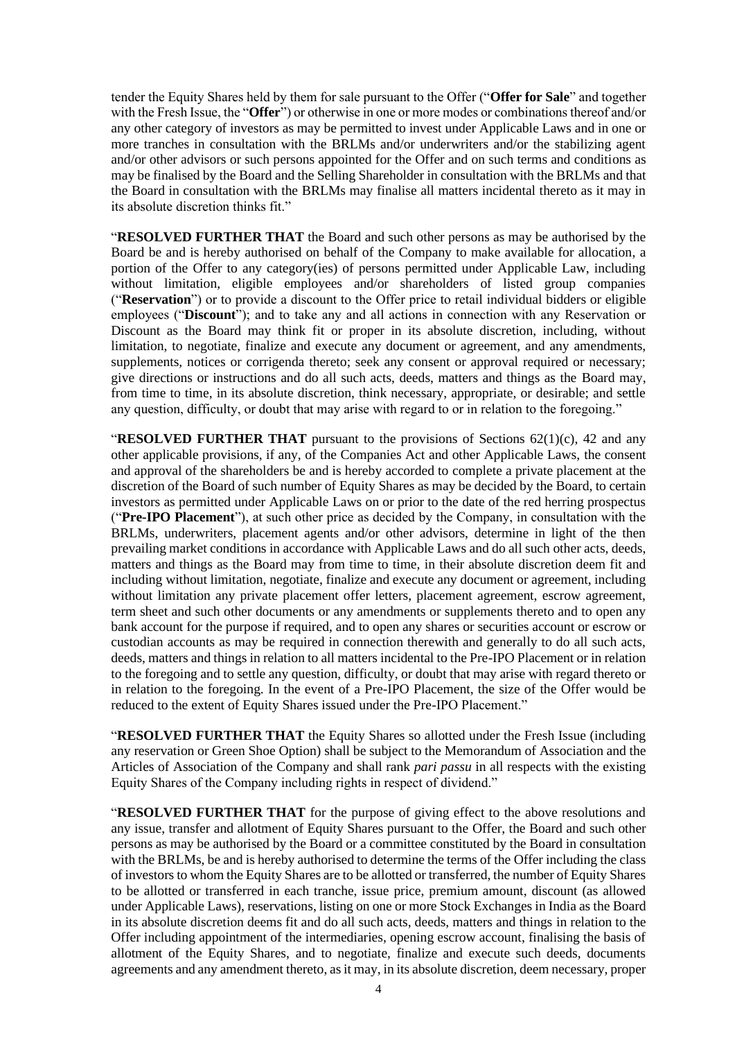tender the Equity Shares held by them for sale pursuant to the Offer ("**Offer for Sale**" and together with the Fresh Issue, the "**Offer**") or otherwise in one or more modes or combinations thereof and/or any other category of investors as may be permitted to invest under Applicable Laws and in one or more tranches in consultation with the BRLMs and/or underwriters and/or the stabilizing agent and/or other advisors or such persons appointed for the Offer and on such terms and conditions as may be finalised by the Board and the Selling Shareholder in consultation with the BRLMs and that the Board in consultation with the BRLMs may finalise all matters incidental thereto as it may in its absolute discretion thinks fit."

"**RESOLVED FURTHER THAT** the Board and such other persons as may be authorised by the Board be and is hereby authorised on behalf of the Company to make available for allocation, a portion of the Offer to any category(ies) of persons permitted under Applicable Law, including without limitation, eligible employees and/or shareholders of listed group companies ("**Reservation**") or to provide a discount to the Offer price to retail individual bidders or eligible employees ("**Discount**"); and to take any and all actions in connection with any Reservation or Discount as the Board may think fit or proper in its absolute discretion, including, without limitation, to negotiate, finalize and execute any document or agreement, and any amendments, supplements, notices or corrigenda thereto; seek any consent or approval required or necessary; give directions or instructions and do all such acts, deeds, matters and things as the Board may, from time to time, in its absolute discretion, think necessary, appropriate, or desirable; and settle any question, difficulty, or doubt that may arise with regard to or in relation to the foregoing."

"**RESOLVED FURTHER THAT** pursuant to the provisions of Sections 62(1)(c), 42 and any other applicable provisions, if any, of the Companies Act and other Applicable Laws, the consent and approval of the shareholders be and is hereby accorded to complete a private placement at the discretion of the Board of such number of Equity Shares as may be decided by the Board, to certain investors as permitted under Applicable Laws on or prior to the date of the red herring prospectus ("**Pre-IPO Placement**"), at such other price as decided by the Company, in consultation with the BRLMs, underwriters, placement agents and/or other advisors, determine in light of the then prevailing market conditions in accordance with Applicable Laws and do all such other acts, deeds, matters and things as the Board may from time to time, in their absolute discretion deem fit and including without limitation, negotiate, finalize and execute any document or agreement, including without limitation any private placement offer letters, placement agreement, escrow agreement, term sheet and such other documents or any amendments or supplements thereto and to open any bank account for the purpose if required, and to open any shares or securities account or escrow or custodian accounts as may be required in connection therewith and generally to do all such acts, deeds, matters and things in relation to all matters incidental to the Pre-IPO Placement or in relation to the foregoing and to settle any question, difficulty, or doubt that may arise with regard thereto or in relation to the foregoing. In the event of a Pre-IPO Placement, the size of the Offer would be reduced to the extent of Equity Shares issued under the Pre-IPO Placement."

"**RESOLVED FURTHER THAT** the Equity Shares so allotted under the Fresh Issue (including any reservation or Green Shoe Option) shall be subject to the Memorandum of Association and the Articles of Association of the Company and shall rank *pari passu* in all respects with the existing Equity Shares of the Company including rights in respect of dividend."

"**RESOLVED FURTHER THAT** for the purpose of giving effect to the above resolutions and any issue, transfer and allotment of Equity Shares pursuant to the Offer, the Board and such other persons as may be authorised by the Board or a committee constituted by the Board in consultation with the BRLMs, be and is hereby authorised to determine the terms of the Offer including the class of investors to whom the Equity Shares are to be allotted or transferred, the number of Equity Shares to be allotted or transferred in each tranche, issue price, premium amount, discount (as allowed under Applicable Laws), reservations, listing on one or more Stock Exchanges in India as the Board in its absolute discretion deems fit and do all such acts, deeds, matters and things in relation to the Offer including appointment of the intermediaries, opening escrow account, finalising the basis of allotment of the Equity Shares, and to negotiate, finalize and execute such deeds, documents agreements and any amendment thereto, as it may, in its absolute discretion, deem necessary, proper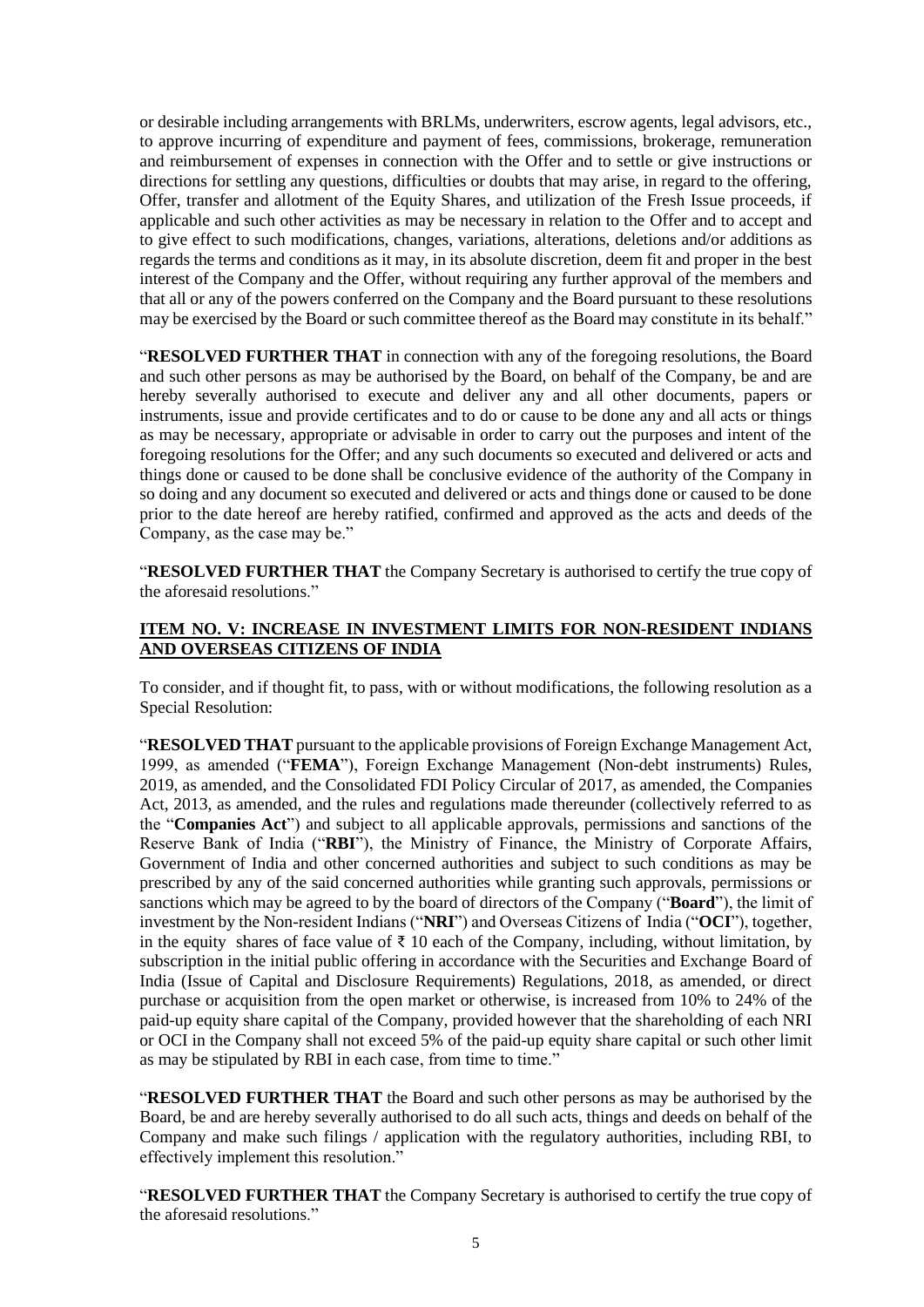or desirable including arrangements with BRLMs, underwriters, escrow agents, legal advisors, etc., to approve incurring of expenditure and payment of fees, commissions, brokerage, remuneration and reimbursement of expenses in connection with the Offer and to settle or give instructions or directions for settling any questions, difficulties or doubts that may arise, in regard to the offering, Offer, transfer and allotment of the Equity Shares, and utilization of the Fresh Issue proceeds, if applicable and such other activities as may be necessary in relation to the Offer and to accept and to give effect to such modifications, changes, variations, alterations, deletions and/or additions as regards the terms and conditions as it may, in its absolute discretion, deem fit and proper in the best interest of the Company and the Offer, without requiring any further approval of the members and that all or any of the powers conferred on the Company and the Board pursuant to these resolutions may be exercised by the Board or such committee thereof as the Board may constitute in its behalf."

"**RESOLVED FURTHER THAT** in connection with any of the foregoing resolutions, the Board and such other persons as may be authorised by the Board, on behalf of the Company, be and are hereby severally authorised to execute and deliver any and all other documents, papers or instruments, issue and provide certificates and to do or cause to be done any and all acts or things as may be necessary, appropriate or advisable in order to carry out the purposes and intent of the foregoing resolutions for the Offer; and any such documents so executed and delivered or acts and things done or caused to be done shall be conclusive evidence of the authority of the Company in so doing and any document so executed and delivered or acts and things done or caused to be done prior to the date hereof are hereby ratified, confirmed and approved as the acts and deeds of the Company, as the case may be."

"**RESOLVED FURTHER THAT** the Company Secretary is authorised to certify the true copy of the aforesaid resolutions."

**ITEM NO. V: INCREASE IN INVESTMENT LIMITS FOR NON-RESIDENT INDIANS AND OVERSEAS CITIZENS OF INDIA**

To consider, and if thought fit, to pass, with or without modifications, the following resolution as a Special Resolution:

"**RESOLVED THAT** pursuant to the applicable provisions of Foreign Exchange Management Act, 1999, as amended ("**FEMA**"), Foreign Exchange Management (Non-debt instruments) Rules, 2019, as amended, and the Consolidated FDI Policy Circular of 2017, as amended, the Companies Act, 2013, as amended, and the rules and regulations made thereunder (collectively referred to as the "**Companies Act**") and subject to all applicable approvals, permissions and sanctions of the Reserve Bank of India ("**RBI**"), the Ministry of Finance, the Ministry of Corporate Affairs, Government of India and other concerned authorities and subject to such conditions as may be prescribed by any of the said concerned authorities while granting such approvals, permissions or sanctions which may be agreed to by the board of directors of the Company ("**Board**"), the limit of investment by the Non-resident Indians ("**NRI**") and Overseas Citizens of India ("**OCI**"), together, in the equity shares of face value of ₹ 10 each of the Company, including, without limitation, by subscription in the initial public offering in accordance with the Securities and Exchange Board of India (Issue of Capital and Disclosure Requirements) Regulations, 2018, as amended, or direct purchase or acquisition from the open market or otherwise, is increased from 10% to 24% of the paid-up equity share capital of the Company, provided however that the shareholding of each NRI or OCI in the Company shall not exceed 5% of the paid-up equity share capital or such other limit as may be stipulated by RBI in each case, from time to time."

"**RESOLVED FURTHER THAT** the Board and such other persons as may be authorised by the Board, be and are hereby severally authorised to do all such acts, things and deeds on behalf of the Company and make such filings / application with the regulatory authorities, including RBI, to effectively implement this resolution."

"**RESOLVED FURTHER THAT** the Company Secretary is authorised to certify the true copy of the aforesaid resolutions."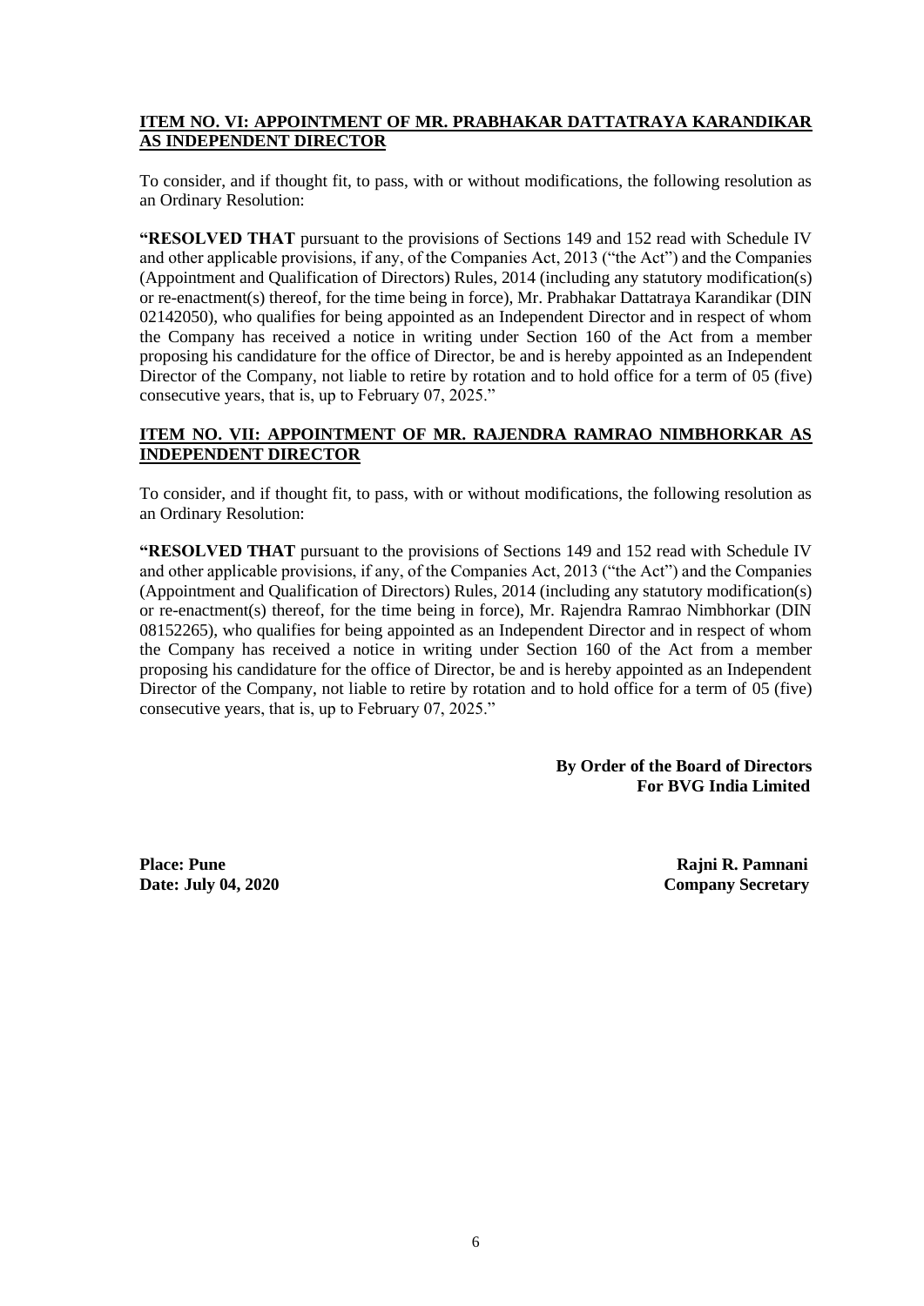**ITEM NO. VI: APPOINTMENT OF MR. PRABHAKAR DATTATRAYA KARANDIKAR AS INDEPENDENT DIRECTOR**

To consider, and if thought fit, to pass, with or without modifications, the following resolution as an Ordinary Resolution:

**"RESOLVED THAT** pursuant to the provisions of Sections 149 and 152 read with Schedule IV and other applicable provisions, if any, of the Companies Act, 2013 ("the Act") and the Companies (Appointment and Qualification of Directors) Rules, 2014 (including any statutory modification(s) or re-enactment(s) thereof, for the time being in force), Mr. Prabhakar Dattatraya Karandikar (DIN 02142050), who qualifies for being appointed as an Independent Director and in respect of whom the Company has received a notice in writing under Section 160 of the Act from a member proposing his candidature for the office of Director, be and is hereby appointed as an Independent Director of the Company, not liable to retire by rotation and to hold office for a term of 05 (five) consecutive years, that is, up to February 07, 2025."

**ITEM NO. VII: APPOINTMENT OF MR. RAJENDRA RAMRAO NIMBHORKAR AS INDEPENDENT DIRECTOR**

To consider, and if thought fit, to pass, with or without modifications, the following resolution as an Ordinary Resolution:

**"RESOLVED THAT** pursuant to the provisions of Sections 149 and 152 read with Schedule IV and other applicable provisions, if any, of the Companies Act, 2013 ("the Act") and the Companies (Appointment and Qualification of Directors) Rules, 2014 (including any statutory modification(s) or re-enactment(s) thereof, for the time being in force), Mr. Rajendra Ramrao Nimbhorkar (DIN 08152265), who qualifies for being appointed as an Independent Director and in respect of whom the Company has received a notice in writing under Section 160 of the Act from a member proposing his candidature for the office of Director, be and is hereby appointed as an Independent Director of the Company, not liable to retire by rotation and to hold office for a term of 05 (five) consecutive years, that is, up to February 07, 2025."

**By Order of the Board of Directors**
**For BVG India Limited**

**Place: Pune**
**Date: July 04, 2020**

**Rajni R. Pamnani**
**Company Secretary**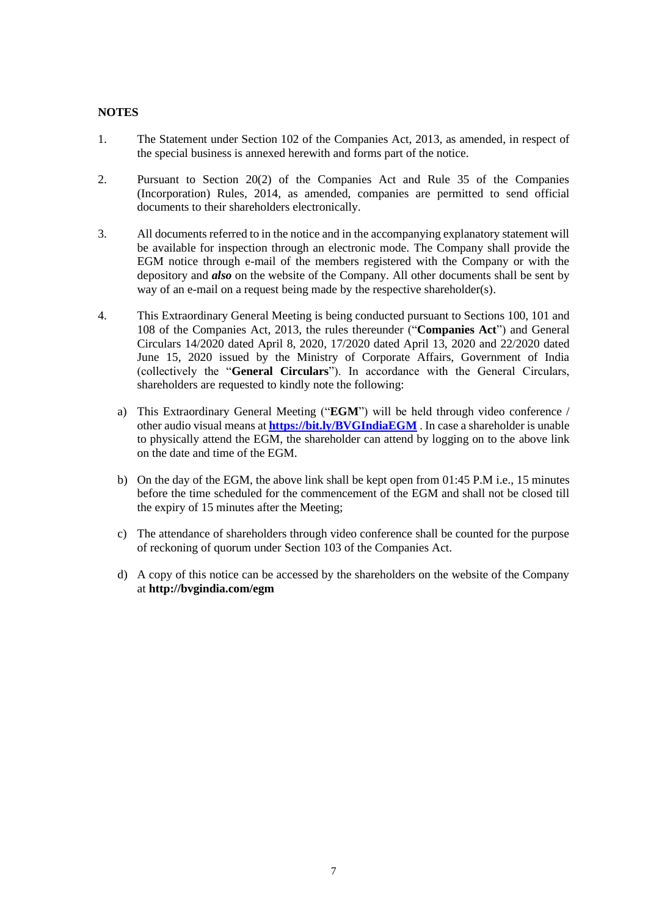**NOTES**

1. The Statement under Section 102 of the Companies Act, 2013, as amended, in respect of the special business is annexed herewith and forms part of the notice.

2. Pursuant to Section 20(2) of the Companies Act and Rule 35 of the Companies (Incorporation) Rules, 2014, as amended, companies are permitted to send official documents to their shareholders electronically.

3. All documents referred to in the notice and in the accompanying explanatory statement will be available for inspection through an electronic mode. The Company shall provide the EGM notice through e-mail of the members registered with the Company or with the depository and ***also*** on the website of the Company. All other documents shall be sent by way of an e-mail on a request being made by the respective shareholder(s).

4. This Extraordinary General Meeting is being conducted pursuant to Sections 100, 101 and 108 of the Companies Act, 2013, the rules thereunder ("**Companies Act**") and General Circulars 14/2020 dated April 8, 2020, 17/2020 dated April 13, 2020 and 22/2020 dated June 15, 2020 issued by the Ministry of Corporate Affairs, Government of India (collectively the "**General Circulars**"). In accordance with the General Circulars, shareholders are requested to kindly note the following:

   a) This Extraordinary General Meeting ("**EGM**") will be held through video conference / other audio visual means at **https://bit.ly/BVGIndiaEGM** . In case a shareholder is unable to physically attend the EGM, the shareholder can attend by logging on to the above link on the date and time of the EGM.

   b) On the day of the EGM, the above link shall be kept open from 01:45 P.M i.e., 15 minutes before the time scheduled for the commencement of the EGM and shall not be closed till the expiry of 15 minutes after the Meeting;

   c) The attendance of shareholders through video conference shall be counted for the purpose of reckoning of quorum under Section 103 of the Companies Act.

   d) A copy of this notice can be accessed by the shareholders on the website of the Company at **http://bvgindia.com/egm**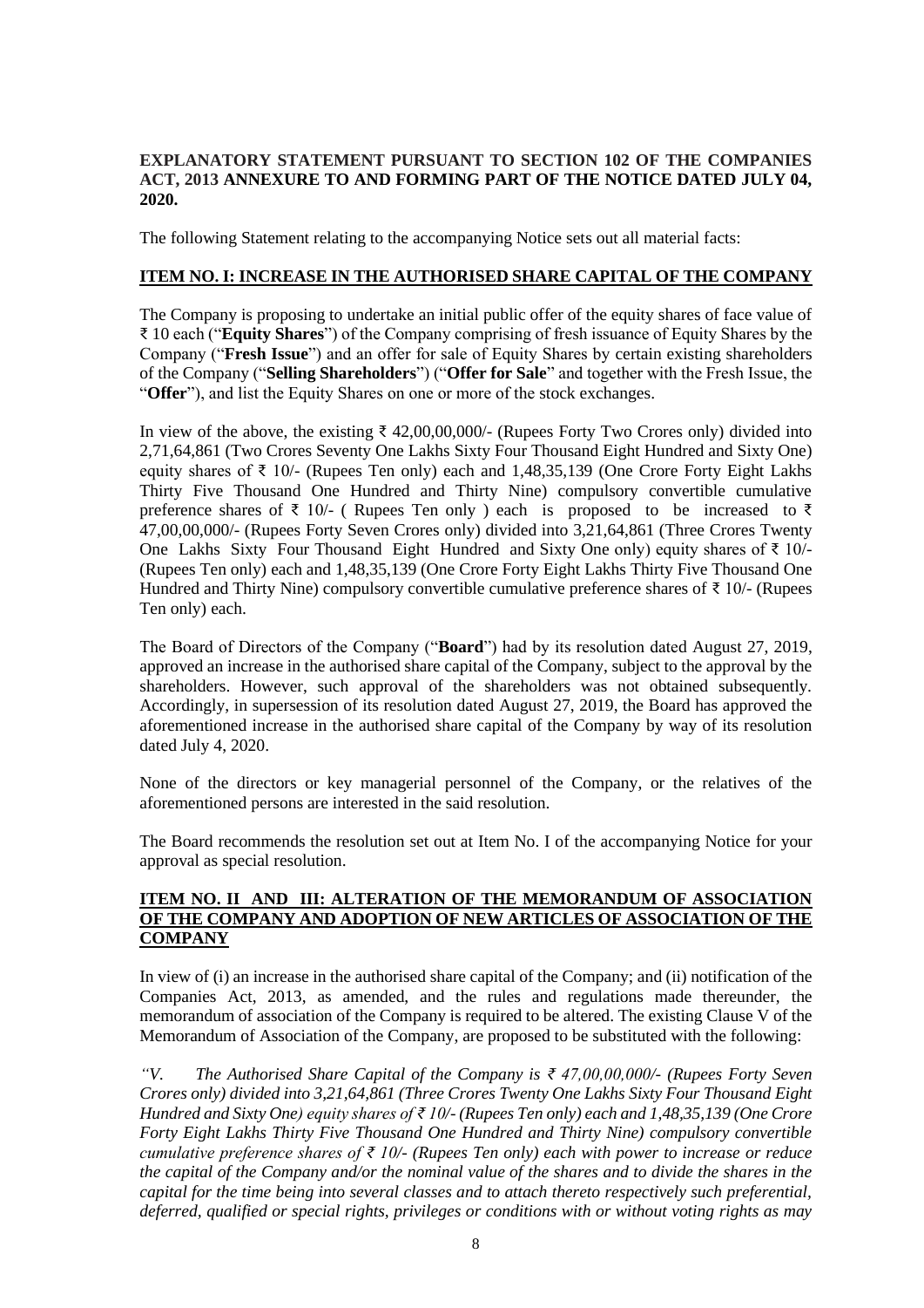**EXPLANATORY STATEMENT PURSUANT TO SECTION 102 OF THE COMPANIES ACT, 2013 ANNEXURE TO AND FORMING PART OF THE NOTICE DATED JULY 04, 2020.**

The following Statement relating to the accompanying Notice sets out all material facts:

**ITEM NO. I: INCREASE IN THE AUTHORISED SHARE CAPITAL OF THE COMPANY**

The Company is proposing to undertake an initial public offer of the equity shares of face value of ₹ 10 each ("**Equity Shares**") of the Company comprising of fresh issuance of Equity Shares by the Company ("**Fresh Issue**") and an offer for sale of Equity Shares by certain existing shareholders of the Company ("**Selling Shareholders**") ("**Offer for Sale**" and together with the Fresh Issue, the "**Offer**"), and list the Equity Shares on one or more of the stock exchanges.

In view of the above, the existing ₹ 42,00,00,000/- (Rupees Forty Two Crores only) divided into 2,71,64,861 (Two Crores Seventy One Lakhs Sixty Four Thousand Eight Hundred and Sixty One) equity shares of ₹ 10/- (Rupees Ten only) each and 1,48,35,139 (One Crore Forty Eight Lakhs Thirty Five Thousand One Hundred and Thirty Nine) compulsory convertible cumulative preference shares of ₹ 10/- ( Rupees Ten only ) each is proposed to be increased to ₹ 47,00,00,000/- (Rupees Forty Seven Crores only) divided into 3,21,64,861 (Three Crores Twenty One Lakhs Sixty Four Thousand Eight Hundred and Sixty One only) equity shares of ₹ 10/- (Rupees Ten only) each and 1,48,35,139 (One Crore Forty Eight Lakhs Thirty Five Thousand One Hundred and Thirty Nine) compulsory convertible cumulative preference shares of ₹ 10/- (Rupees Ten only) each.

The Board of Directors of the Company ("**Board**") had by its resolution dated August 27, 2019, approved an increase in the authorised share capital of the Company, subject to the approval by the shareholders. However, such approval of the shareholders was not obtained subsequently. Accordingly, in supersession of its resolution dated August 27, 2019, the Board has approved the aforementioned increase in the authorised share capital of the Company by way of its resolution dated July 4, 2020.

None of the directors or key managerial personnel of the Company, or the relatives of the aforementioned persons are interested in the said resolution.

The Board recommends the resolution set out at Item No. I of the accompanying Notice for your approval as special resolution.

**ITEM NO. II AND III: ALTERATION OF THE MEMORANDUM OF ASSOCIATION OF THE COMPANY AND ADOPTION OF NEW ARTICLES OF ASSOCIATION OF THE COMPANY**

In view of (i) an increase in the authorised share capital of the Company; and (ii) notification of the Companies Act, 2013, as amended, and the rules and regulations made thereunder, the memorandum of association of the Company is required to be altered. The existing Clause V of the Memorandum of Association of the Company, are proposed to be substituted with the following:

*"V. The Authorised Share Capital of the Company is ₹ 47,00,00,000/- (Rupees Forty Seven Crores only) divided into 3,21,64,861 (Three Crores Twenty One Lakhs Sixty Four Thousand Eight Hundred and Sixty One) equity shares of ₹ 10/- (Rupees Ten only) each and 1,48,35,139 (One Crore Forty Eight Lakhs Thirty Five Thousand One Hundred and Thirty Nine) compulsory convertible cumulative preference shares of ₹ 10/- (Rupees Ten only) each with power to increase or reduce the capital of the Company and/or the nominal value of the shares and to divide the shares in the capital for the time being into several classes and to attach thereto respectively such preferential, deferred, qualified or special rights, privileges or conditions with or without voting rights as may*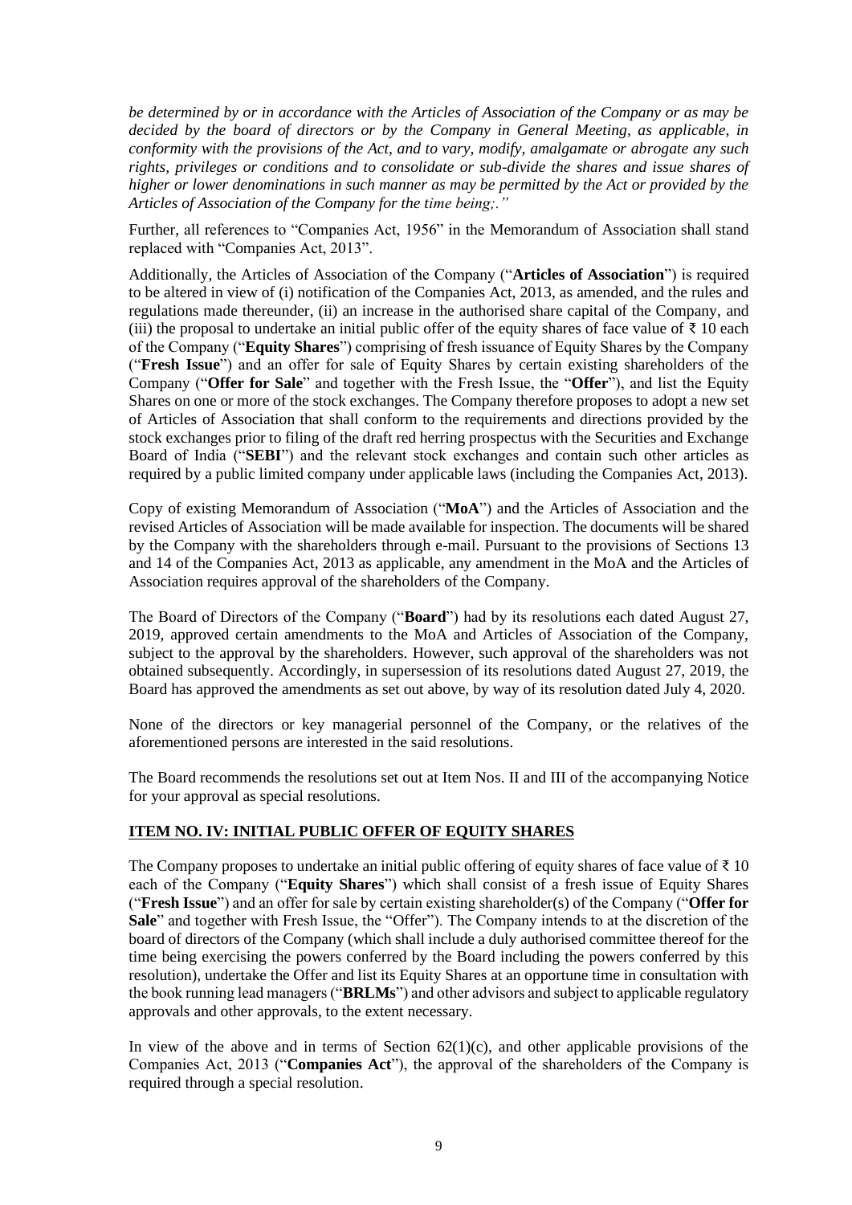*be determined by or in accordance with the Articles of Association of the Company or as may be decided by the board of directors or by the Company in General Meeting, as applicable, in conformity with the provisions of the Act, and to vary, modify, amalgamate or abrogate any such rights, privileges or conditions and to consolidate or sub-divide the shares and issue shares of higher or lower denominations in such manner as may be permitted by the Act or provided by the Articles of Association of the Company for the time being;."*

Further, all references to "Companies Act, 1956" in the Memorandum of Association shall stand replaced with "Companies Act, 2013".

Additionally, the Articles of Association of the Company ("**Articles of Association**") is required to be altered in view of (i) notification of the Companies Act, 2013, as amended, and the rules and regulations made thereunder, (ii) an increase in the authorised share capital of the Company, and (iii) the proposal to undertake an initial public offer of the equity shares of face value of ₹ 10 each of the Company ("**Equity Shares**") comprising of fresh issuance of Equity Shares by the Company ("**Fresh Issue**") and an offer for sale of Equity Shares by certain existing shareholders of the Company ("**Offer for Sale**" and together with the Fresh Issue, the "**Offer**"), and list the Equity Shares on one or more of the stock exchanges. The Company therefore proposes to adopt a new set of Articles of Association that shall conform to the requirements and directions provided by the stock exchanges prior to filing of the draft red herring prospectus with the Securities and Exchange Board of India ("**SEBI**") and the relevant stock exchanges and contain such other articles as required by a public limited company under applicable laws (including the Companies Act, 2013).

Copy of existing Memorandum of Association ("**MoA**") and the Articles of Association and the revised Articles of Association will be made available for inspection. The documents will be shared by the Company with the shareholders through e-mail. Pursuant to the provisions of Sections 13 and 14 of the Companies Act, 2013 as applicable, any amendment in the MoA and the Articles of Association requires approval of the shareholders of the Company.

The Board of Directors of the Company ("**Board**") had by its resolutions each dated August 27, 2019, approved certain amendments to the MoA and Articles of Association of the Company, subject to the approval by the shareholders. However, such approval of the shareholders was not obtained subsequently. Accordingly, in supersession of its resolutions dated August 27, 2019, the Board has approved the amendments as set out above, by way of its resolution dated July 4, 2020.

None of the directors or key managerial personnel of the Company, or the relatives of the aforementioned persons are interested in the said resolutions.

The Board recommends the resolutions set out at Item Nos. II and III of the accompanying Notice for your approval as special resolutions.

## ITEM NO. IV: INITIAL PUBLIC OFFER OF EQUITY SHARES

The Company proposes to undertake an initial public offering of equity shares of face value of ₹ 10 each of the Company ("**Equity Shares**") which shall consist of a fresh issue of Equity Shares ("**Fresh Issue**") and an offer for sale by certain existing shareholder(s) of the Company ("**Offer for Sale**" and together with Fresh Issue, the "Offer"). The Company intends to at the discretion of the board of directors of the Company (which shall include a duly authorised committee thereof for the time being exercising the powers conferred by the Board including the powers conferred by this resolution), undertake the Offer and list its Equity Shares at an opportune time in consultation with the book running lead managers ("**BRLMs**") and other advisors and subject to applicable regulatory approvals and other approvals, to the extent necessary.

In view of the above and in terms of Section 62(1)(c), and other applicable provisions of the Companies Act, 2013 ("**Companies Act**"), the approval of the shareholders of the Company is required through a special resolution.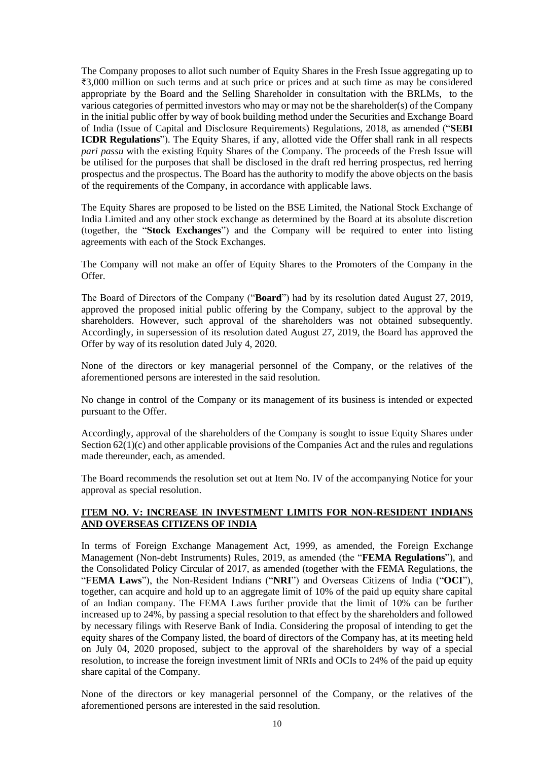The Company proposes to allot such number of Equity Shares in the Fresh Issue aggregating up to ₹3,000 million on such terms and at such price or prices and at such time as may be considered appropriate by the Board and the Selling Shareholder in consultation with the BRLMs, to the various categories of permitted investors who may or may not be the shareholder(s) of the Company in the initial public offer by way of book building method under the Securities and Exchange Board of India (Issue of Capital and Disclosure Requirements) Regulations, 2018, as amended ("**SEBI ICDR Regulations**"). The Equity Shares, if any, allotted vide the Offer shall rank in all respects *pari passu* with the existing Equity Shares of the Company. The proceeds of the Fresh Issue will be utilised for the purposes that shall be disclosed in the draft red herring prospectus, red herring prospectus and the prospectus. The Board has the authority to modify the above objects on the basis of the requirements of the Company, in accordance with applicable laws.

The Equity Shares are proposed to be listed on the BSE Limited, the National Stock Exchange of India Limited and any other stock exchange as determined by the Board at its absolute discretion (together, the "**Stock Exchanges**") and the Company will be required to enter into listing agreements with each of the Stock Exchanges.

The Company will not make an offer of Equity Shares to the Promoters of the Company in the Offer.

The Board of Directors of the Company ("**Board**") had by its resolution dated August 27, 2019, approved the proposed initial public offering by the Company, subject to the approval by the shareholders. However, such approval of the shareholders was not obtained subsequently. Accordingly, in supersession of its resolution dated August 27, 2019, the Board has approved the Offer by way of its resolution dated July 4, 2020.

None of the directors or key managerial personnel of the Company, or the relatives of the aforementioned persons are interested in the said resolution.

No change in control of the Company or its management of its business is intended or expected pursuant to the Offer.

Accordingly, approval of the shareholders of the Company is sought to issue Equity Shares under Section 62(1)(c) and other applicable provisions of the Companies Act and the rules and regulations made thereunder, each, as amended.

The Board recommends the resolution set out at Item No. IV of the accompanying Notice for your approval as special resolution.

## ITEM NO. V: INCREASE IN INVESTMENT LIMITS FOR NON-RESIDENT INDIANS AND OVERSEAS CITIZENS OF INDIA

In terms of Foreign Exchange Management Act, 1999, as amended, the Foreign Exchange Management (Non-debt Instruments) Rules, 2019, as amended (the "**FEMA Regulations**"), and the Consolidated Policy Circular of 2017, as amended (together with the FEMA Regulations, the "**FEMA Laws**"), the Non-Resident Indians ("**NRI**") and Overseas Citizens of India ("**OCI**"), together, can acquire and hold up to an aggregate limit of 10% of the paid up equity share capital of an Indian company. The FEMA Laws further provide that the limit of 10% can be further increased up to 24%, by passing a special resolution to that effect by the shareholders and followed by necessary filings with Reserve Bank of India. Considering the proposal of intending to get the equity shares of the Company listed, the board of directors of the Company has, at its meeting held on July 04, 2020 proposed, subject to the approval of the shareholders by way of a special resolution, to increase the foreign investment limit of NRIs and OCIs to 24% of the paid up equity share capital of the Company.

None of the directors or key managerial personnel of the Company, or the relatives of the aforementioned persons are interested in the said resolution.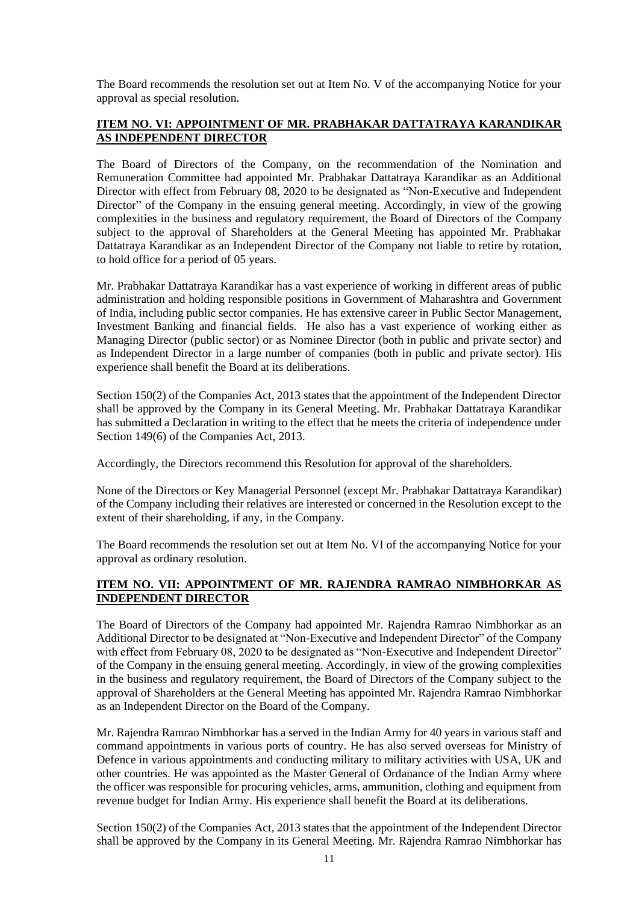The Board recommends the resolution set out at Item No. V of the accompanying Notice for your approval as special resolution.

**ITEM NO. VI: APPOINTMENT OF MR. PRABHAKAR DATTATRAYA KARANDIKAR AS INDEPENDENT DIRECTOR**

The Board of Directors of the Company, on the recommendation of the Nomination and Remuneration Committee had appointed Mr. Prabhakar Dattatraya Karandikar as an Additional Director with effect from February 08, 2020 to be designated as "Non-Executive and Independent Director" of the Company in the ensuing general meeting. Accordingly, in view of the growing complexities in the business and regulatory requirement, the Board of Directors of the Company subject to the approval of Shareholders at the General Meeting has appointed Mr. Prabhakar Dattatraya Karandikar as an Independent Director of the Company not liable to retire by rotation, to hold office for a period of 05 years.

Mr. Prabhakar Dattatraya Karandikar has a vast experience of working in different areas of public administration and holding responsible positions in Government of Maharashtra and Government of India, including public sector companies. He has extensive career in Public Sector Management, Investment Banking and financial fields. He also has a vast experience of working either as Managing Director (public sector) or as Nominee Director (both in public and private sector) and as Independent Director in a large number of companies (both in public and private sector). His experience shall benefit the Board at its deliberations.

Section 150(2) of the Companies Act, 2013 states that the appointment of the Independent Director shall be approved by the Company in its General Meeting. Mr. Prabhakar Dattatraya Karandikar has submitted a Declaration in writing to the effect that he meets the criteria of independence under Section 149(6) of the Companies Act, 2013.

Accordingly, the Directors recommend this Resolution for approval of the shareholders.

None of the Directors or Key Managerial Personnel (except Mr. Prabhakar Dattatraya Karandikar) of the Company including their relatives are interested or concerned in the Resolution except to the extent of their shareholding, if any, in the Company.

The Board recommends the resolution set out at Item No. VI of the accompanying Notice for your approval as ordinary resolution.

**ITEM NO. VII: APPOINTMENT OF MR. RAJENDRA RAMRAO NIMBHORKAR AS INDEPENDENT DIRECTOR**

The Board of Directors of the Company had appointed Mr. Rajendra Ramrao Nimbhorkar as an Additional Director to be designated at "Non-Executive and Independent Director" of the Company with effect from February 08, 2020 to be designated as "Non-Executive and Independent Director" of the Company in the ensuing general meeting. Accordingly, in view of the growing complexities in the business and regulatory requirement, the Board of Directors of the Company subject to the approval of Shareholders at the General Meeting has appointed Mr. Rajendra Ramrao Nimbhorkar as an Independent Director on the Board of the Company.

Mr. Rajendra Ramrao Nimbhorkar has a served in the Indian Army for 40 years in various staff and command appointments in various ports of country. He has also served overseas for Ministry of Defence in various appointments and conducting military to military activities with USA, UK and other countries. He was appointed as the Master General of Ordanance of the Indian Army where the officer was responsible for procuring vehicles, arms, ammunition, clothing and equipment from revenue budget for Indian Army. His experience shall benefit the Board at its deliberations.

Section 150(2) of the Companies Act, 2013 states that the appointment of the Independent Director shall be approved by the Company in its General Meeting. Mr. Rajendra Ramrao Nimbhorkar has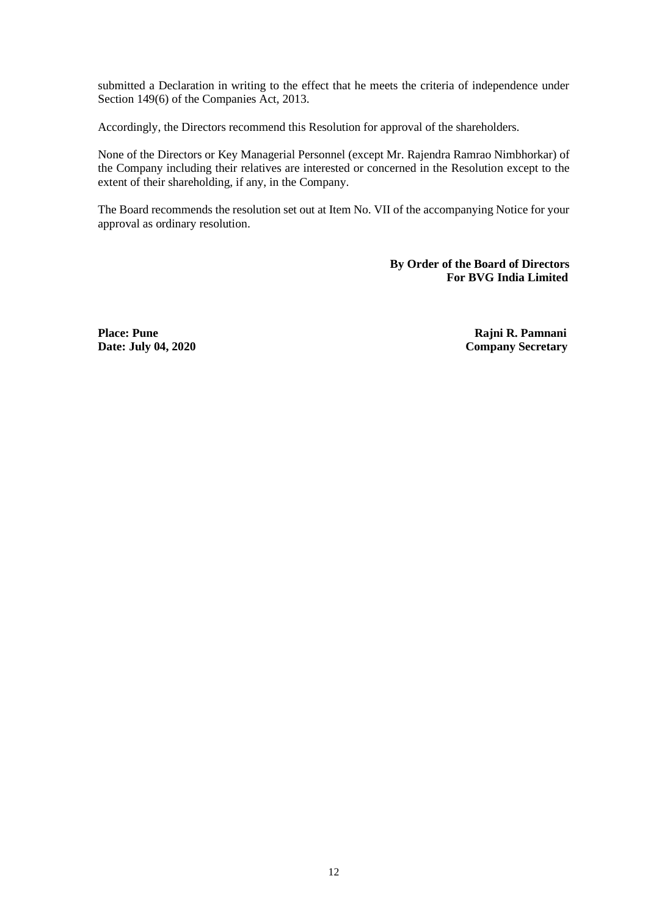submitted a Declaration in writing to the effect that he meets the criteria of independence under Section 149(6) of the Companies Act, 2013.

Accordingly, the Directors recommend this Resolution for approval of the shareholders.

None of the Directors or Key Managerial Personnel (except Mr. Rajendra Ramrao Nimbhorkar) of the Company including their relatives are interested or concerned in the Resolution except to the extent of their shareholding, if any, in the Company.

The Board recommends the resolution set out at Item No. VII of the accompanying Notice for your approval as ordinary resolution.

**By Order of the Board of Directors**
**For BVG India Limited**

**Place: Pune**
**Date: July 04, 2020**

**Rajni R. Pamnani**
**Company Secretary**